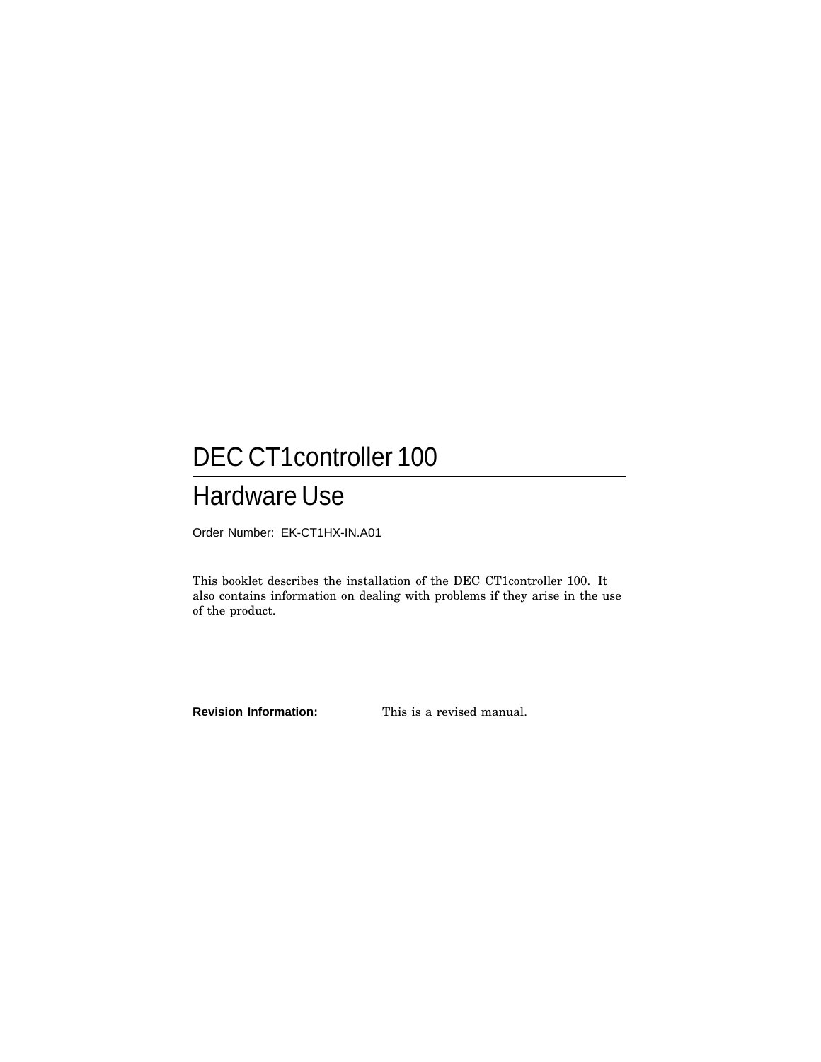# DEC CT1controller 100

## Hardware Use

Order Number: EK-CT1HX-IN.A01

This booklet describes the installation of the DEC CT1controller 100. It also contains information on dealing with problems if they arise in the use of the product.

**Revision Information:** This is a revised manual.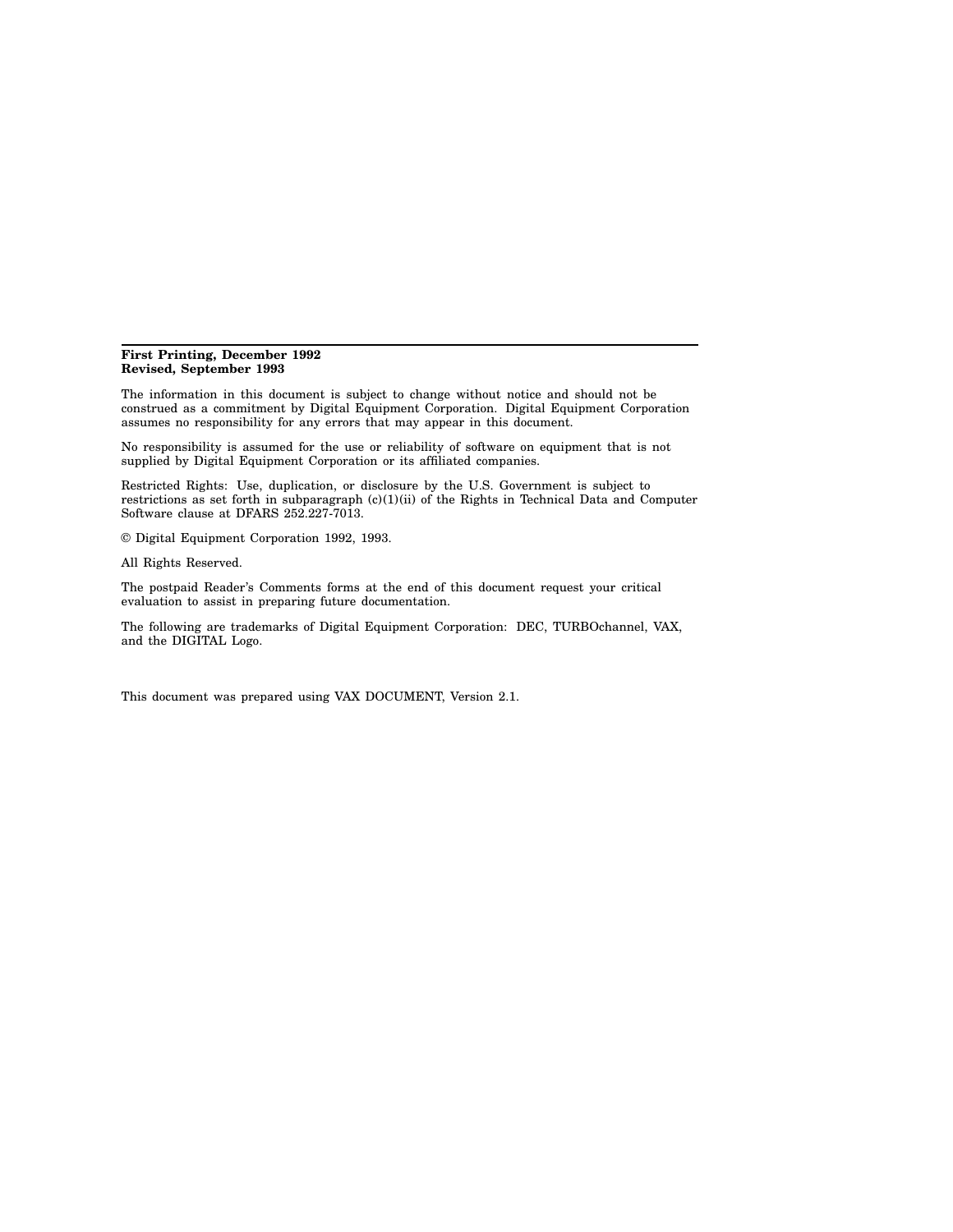---

**First Printing, December 1992**
**Revised, September 1993**

The information in this document is subject to change without notice and should not be construed as a commitment by Digital Equipment Corporation. Digital Equipment Corporation assumes no responsibility for any errors that may appear in this document.

No responsibility is assumed for the use or reliability of software on equipment that is not supplied by Digital Equipment Corporation or its affiliated companies.

Restricted Rights: Use, duplication, or disclosure by the U.S. Government is subject to restrictions as set forth in subparagraph (c)(1)(ii) of the Rights in Technical Data and Computer Software clause at DFARS 252.227-7013.

© Digital Equipment Corporation 1992, 1993.

All Rights Reserved.

The postpaid Reader's Comments forms at the end of this document request your critical evaluation to assist in preparing future documentation.

The following are trademarks of Digital Equipment Corporation: DEC, TURBOchannel, VAX, and the DIGITAL Logo.

This document was prepared using VAX DOCUMENT, Version 2.1.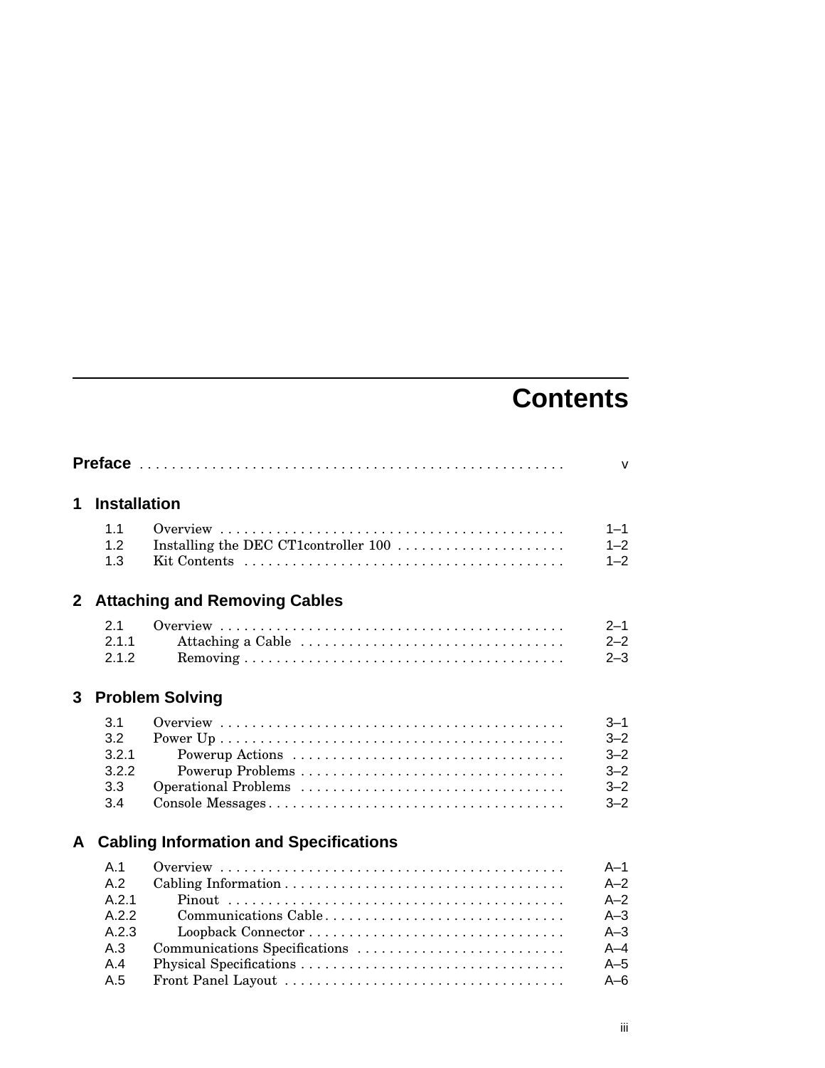# Contents

**Preface** . . . . . . . . . . . . . . . . . . . . . . . . . . . . . . . . . . . . . . . . . . . . . . . . . . . . v

## 1 Installation

| | | |
|---|---|---|
| 1.1 | Overview | 1–1 |
| 1.2 | Installing the DEC CT1controller 100 | 1–2 |
| 1.3 | Kit Contents | 1–2 |

## 2 Attaching and Removing Cables

| | | |
|---|---|---|
| 2.1 | Overview | 2–1 |
| 2.1.1 | Attaching a Cable | 2–2 |
| 2.1.2 | Removing | 2–3 |

## 3 Problem Solving

| | | |
|---|---|---|
| 3.1 | Overview | 3–1 |
| 3.2 | Power Up | 3–2 |
| 3.2.1 | Powerup Actions | 3–2 |
| 3.2.2 | Powerup Problems | 3–2 |
| 3.3 | Operational Problems | 3–2 |
| 3.4 | Console Messages | 3–2 |

## A Cabling Information and Specifications

| | | |
|---|---|---|
| A.1 | Overview | A–1 |
| A.2 | Cabling Information | A–2 |
| A.2.1 | Pinout | A–2 |
| A.2.2 | Communications Cable | A–3 |
| A.2.3 | Loopback Connector | A–3 |
| A.3 | Communications Specifications | A–4 |
| A.4 | Physical Specifications | A–5 |
| A.5 | Front Panel Layout | A–6 |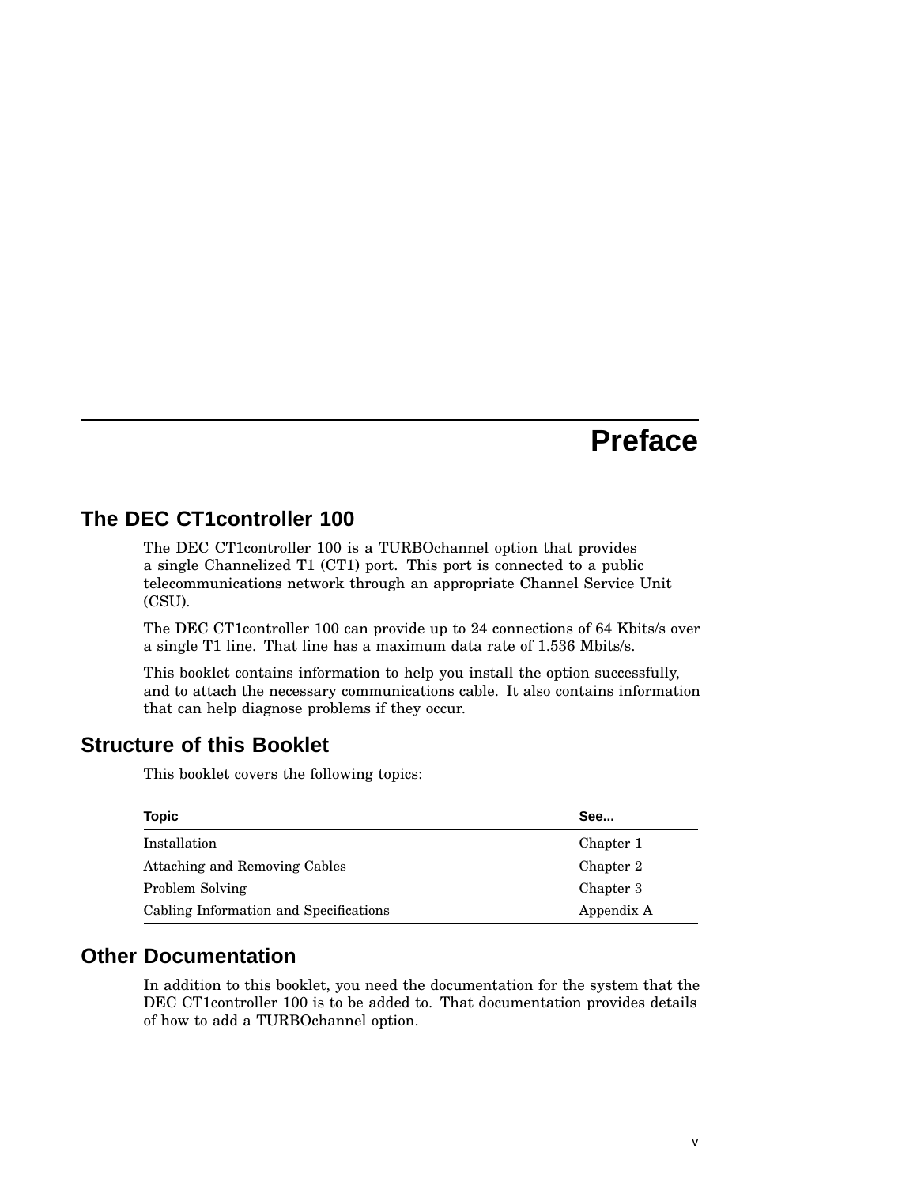# Preface

## The DEC CT1controller 100

The DEC CT1controller 100 is a TURBOchannel option that provides a single Channelized T1 (CT1) port. This port is connected to a public telecommunications network through an appropriate Channel Service Unit (CSU).

The DEC CT1controller 100 can provide up to 24 connections of 64 Kbits/s over a single T1 line. That line has a maximum data rate of 1.536 Mbits/s.

This booklet contains information to help you install the option successfully, and to attach the necessary communications cable. It also contains information that can help diagnose problems if they occur.

## Structure of this Booklet

This booklet covers the following topics:

| Topic | See... |
|---|---|
| Installation | Chapter 1 |
| Attaching and Removing Cables | Chapter 2 |
| Problem Solving | Chapter 3 |
| Cabling Information and Specifications | Appendix A |

## Other Documentation

In addition to this booklet, you need the documentation for the system that the DEC CT1controller 100 is to be added to. That documentation provides details of how to add a TURBOchannel option.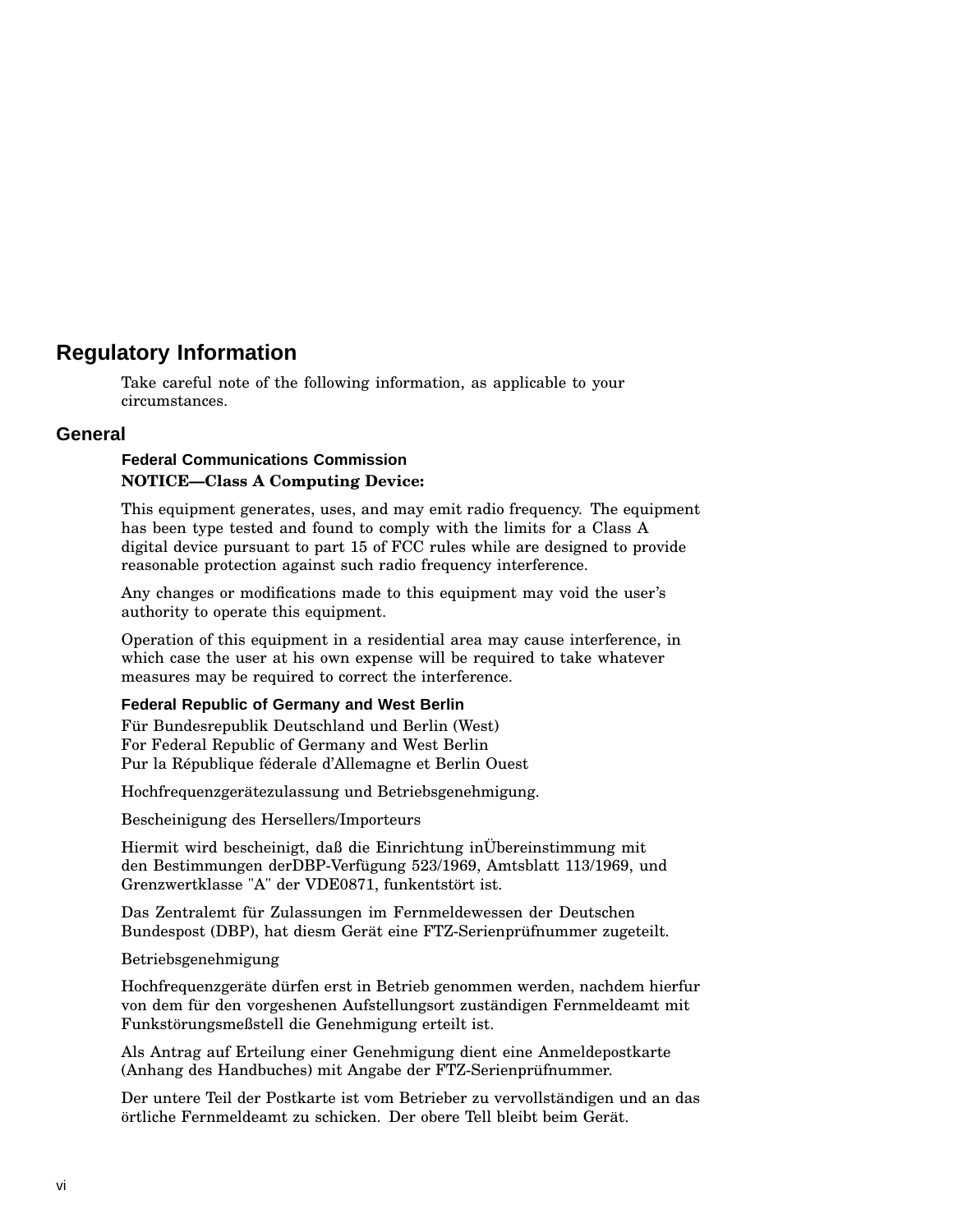## Regulatory Information

Take careful note of the following information, as applicable to your circumstances.

### General

#### Federal Communications Commission

**NOTICE—Class A Computing Device:**

This equipment generates, uses, and may emit radio frequency. The equipment has been type tested and found to comply with the limits for a Class A digital device pursuant to part 15 of FCC rules while are designed to provide reasonable protection against such radio frequency interference.

Any changes or modifications made to this equipment may void the user's authority to operate this equipment.

Operation of this equipment in a residential area may cause interference, in which case the user at his own expense will be required to take whatever measures may be required to correct the interference.

#### Federal Republic of Germany and West Berlin

Für Bundesrepublik Deutschland und Berlin (West)
For Federal Republic of Germany and West Berlin
Pur la République féderale d'Allemagne et Berlin Ouest

Hochfrequenzgerätezulassung und Betriebsgenehmigung.

Bescheinigung des Hersellers/Importeurs

Hiermit wird bescheinigt, daß die Einrichtung inÜbereinstimmung mit den Bestimmungen derDBP-Verfügung 523/1969, Amtsblatt 113/1969, und Grenzwertklasse "A" der VDE0871, funkentstört ist.

Das Zentralemt für Zulassungen im Fernmeldewessen der Deutschen Bundespost (DBP), hat diesm Gerät eine FTZ-Serienprüfnummer zugeteilt.

Betriebsgenehmigung

Hochfrequenzgeräte dürfen erst in Betrieb genommen werden, nachdem hierfur von dem für den vorgeshenen Aufstellungsort zuständigen Fernmeldeamt mit Funkstörungsmeßstell die Genehmigung erteilt ist.

Als Antrag auf Erteilung einer Genehmigung dient eine Anmeldepostkarte (Anhang des Handbuches) mit Angabe der FTZ-Serienprüfnummer.

Der untere Teil der Postkarte ist vom Betrieber zu vervollständigen und an das örtliche Fernmeldeamt zu schicken. Der obere Tell bleibt beim Gerät.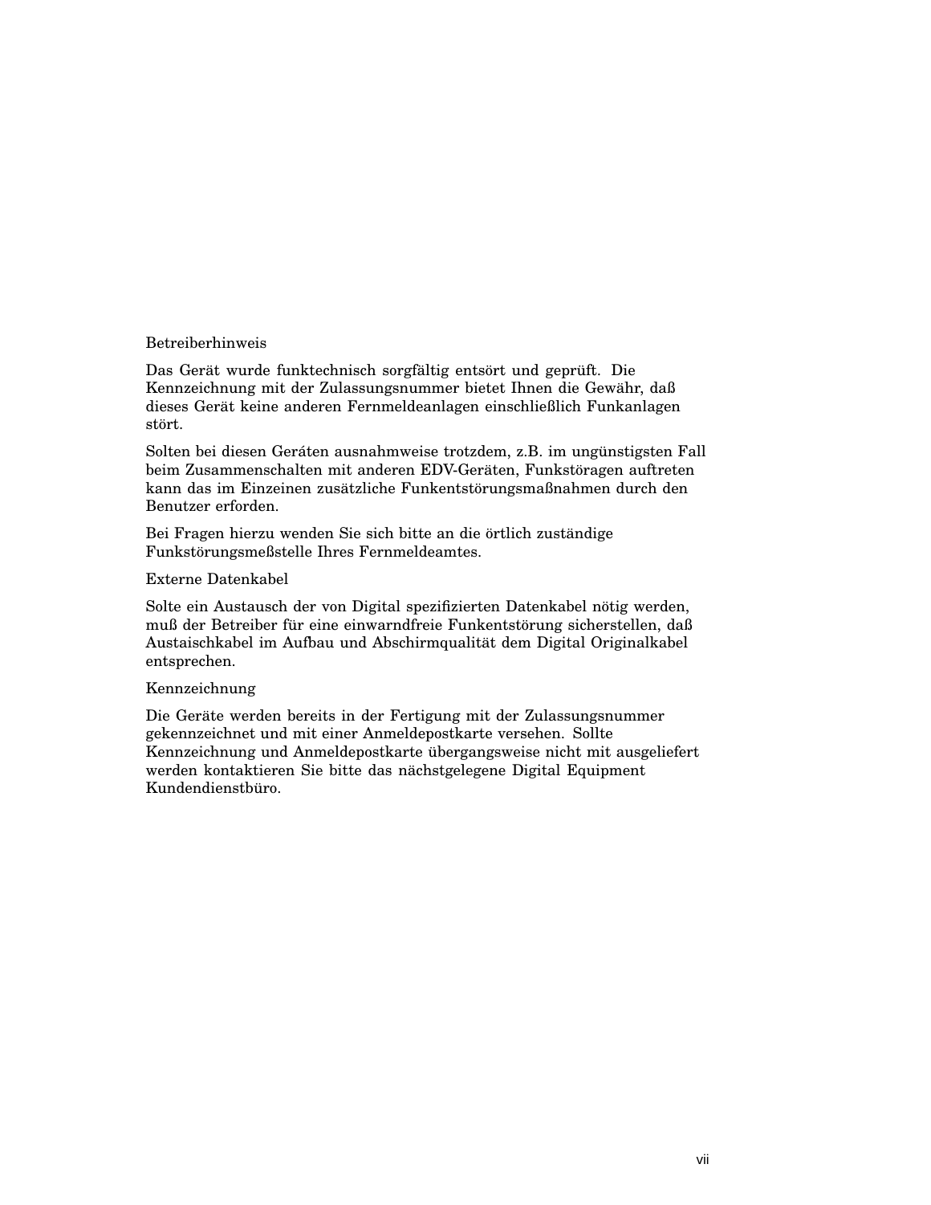Betreiberhinweis

Das Gerät wurde funktechnisch sorgfältig entsört und geprüft. Die Kennzeichnung mit der Zulassungsnummer bietet Ihnen die Gewähr, daß dieses Gerät keine anderen Fernmeldeanlagen einschließlich Funkanlagen stört.

Solten bei diesen Geráten ausnahmweise trotzdem, z.B. im ungünstigsten Fall beim Zusammenschalten mit anderen EDV-Geräten, Funkstöragen auftreten kann das im Einzeinen zusätzliche Funkentstörungsmaßnahmen durch den Benutzer erforden.

Bei Fragen hierzu wenden Sie sich bitte an die örtlich zuständige Funkstörungsmeßstelle Ihres Fernmeldeamtes.

Externe Datenkabel

Solte ein Austausch der von Digital spezifizierten Datenkabel nötig werden, muß der Betreiber für eine einwarndfreie Funkentstörung sicherstellen, daß Austaischkabel im Aufbau und Abschirmqualität dem Digital Originalkabel entsprechen.

Kennzeichnung

Die Geräte werden bereits in der Fertigung mit der Zulassungsnummer gekennzeichnet und mit einer Anmeldepostkarte versehen. Sollte Kennzeichnung und Anmeldepostkarte übergangsweise nicht mit ausgeliefert werden kontaktieren Sie bitte das nächstgelegene Digital Equipment Kundendienstbüro.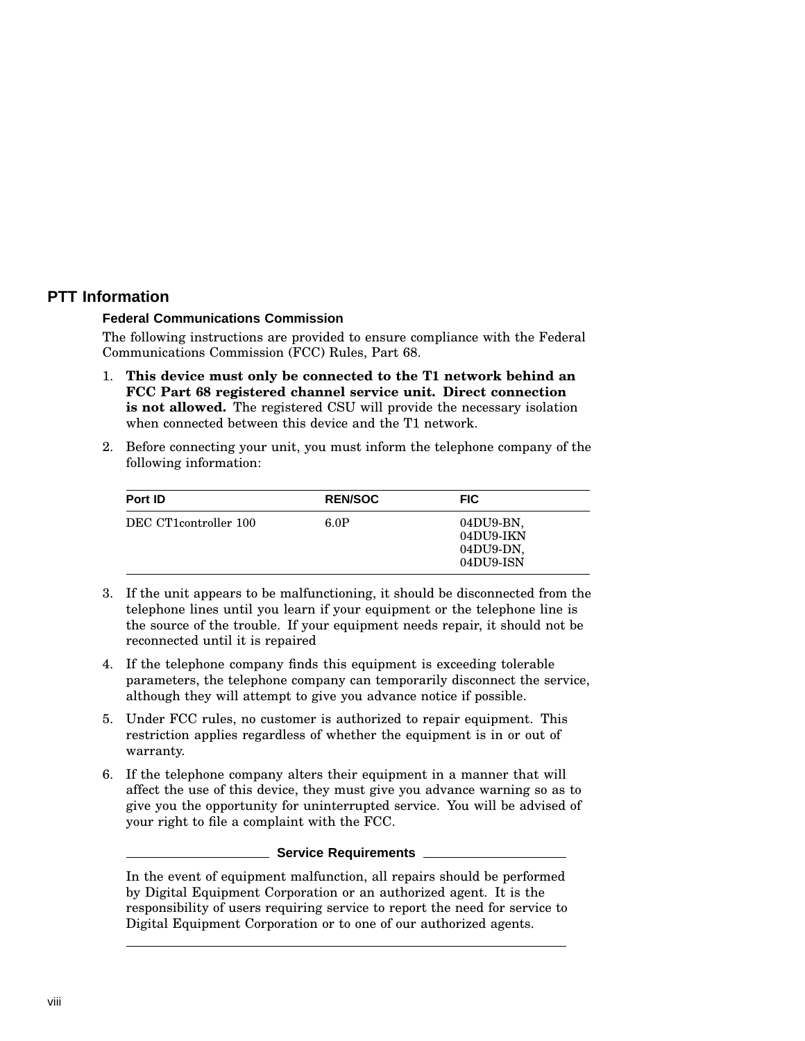## PTT Information

### Federal Communications Commission

The following instructions are provided to ensure compliance with the Federal Communications Commission (FCC) Rules, Part 68.

1. **This device must only be connected to the T1 network behind an FCC Part 68 registered channel service unit. Direct connection is not allowed.** The registered CSU will provide the necessary isolation when connected between this device and the T1 network.
2. Before connecting your unit, you must inform the telephone company of the following information:

| Port ID | REN/SOC | FIC |
|---|---|---|
| DEC CT1controller 100 | 6.0P | 04DU9-BN, 04DU9-IKN 04DU9-DN, 04DU9-ISN |

3. If the unit appears to be malfunctioning, it should be disconnected from the telephone lines until you learn if your equipment or the telephone line is the source of the trouble. If your equipment needs repair, it should not be reconnected until it is repaired
4. If the telephone company finds this equipment is exceeding tolerable parameters, the telephone company can temporarily disconnect the service, although they will attempt to give you advance notice if possible.
5. Under FCC rules, no customer is authorized to repair equipment. This restriction applies regardless of whether the equipment is in or out of warranty.
6. If the telephone company alters their equipment in a manner that will affect the use of this device, they must give you advance warning so as to give you the opportunity for uninterrupted service. You will be advised of your right to file a complaint with the FCC.

**Service Requirements**

In the event of equipment malfunction, all repairs should be performed by Digital Equipment Corporation or an authorized agent. It is the responsibility of users requiring service to report the need for service to Digital Equipment Corporation or to one of our authorized agents.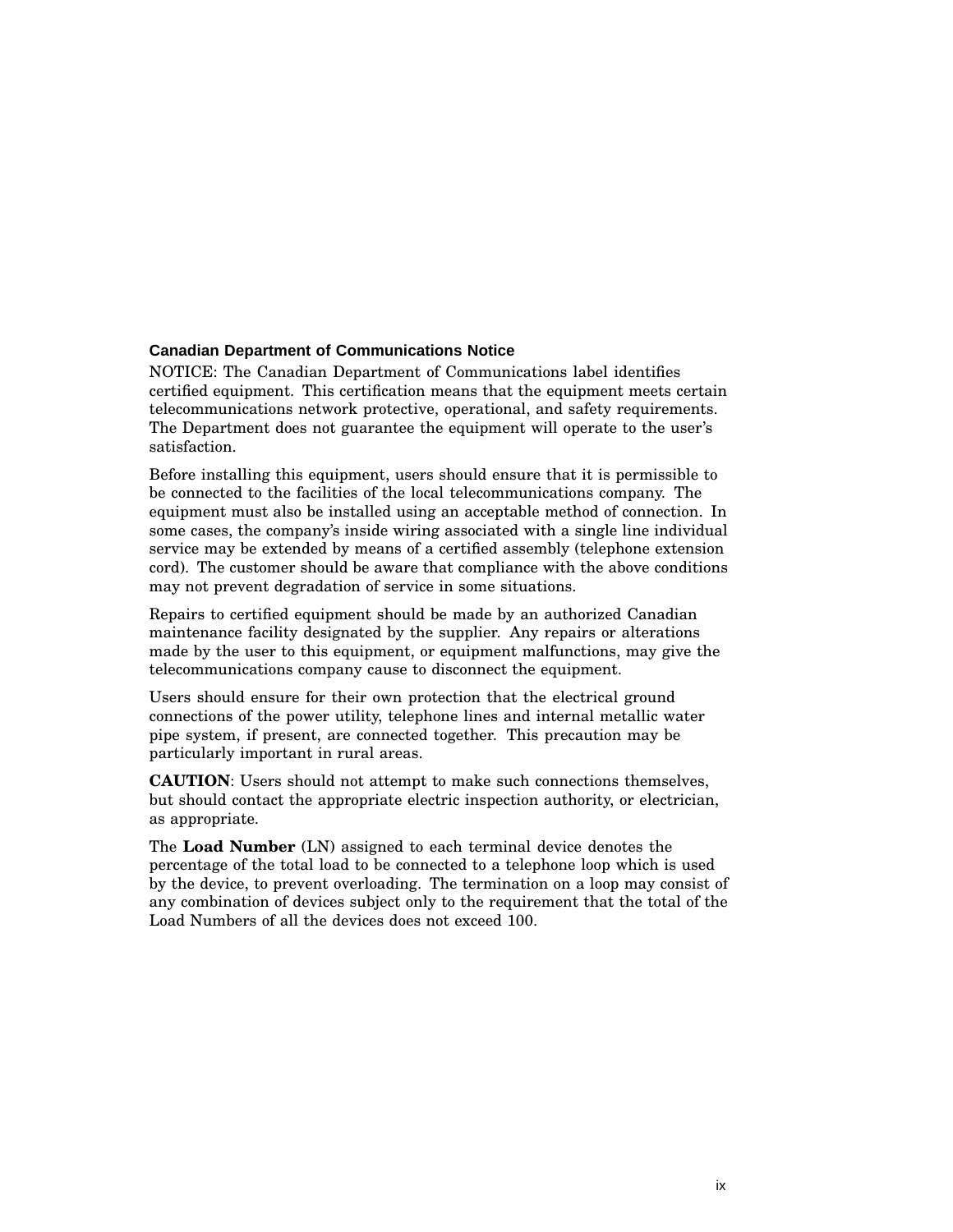### Canadian Department of Communications Notice

NOTICE: The Canadian Department of Communications label identifies certified equipment. This certification means that the equipment meets certain telecommunications network protective, operational, and safety requirements. The Department does not guarantee the equipment will operate to the user's satisfaction.

Before installing this equipment, users should ensure that it is permissible to be connected to the facilities of the local telecommunications company. The equipment must also be installed using an acceptable method of connection. In some cases, the company's inside wiring associated with a single line individual service may be extended by means of a certified assembly (telephone extension cord). The customer should be aware that compliance with the above conditions may not prevent degradation of service in some situations.

Repairs to certified equipment should be made by an authorized Canadian maintenance facility designated by the supplier. Any repairs or alterations made by the user to this equipment, or equipment malfunctions, may give the telecommunications company cause to disconnect the equipment.

Users should ensure for their own protection that the electrical ground connections of the power utility, telephone lines and internal metallic water pipe system, if present, are connected together. This precaution may be particularly important in rural areas.

**CAUTION**: Users should not attempt to make such connections themselves, but should contact the appropriate electric inspection authority, or electrician, as appropriate.

The **Load Number** (LN) assigned to each terminal device denotes the percentage of the total load to be connected to a telephone loop which is used by the device, to prevent overloading. The termination on a loop may consist of any combination of devices subject only to the requirement that the total of the Load Numbers of all the devices does not exceed 100.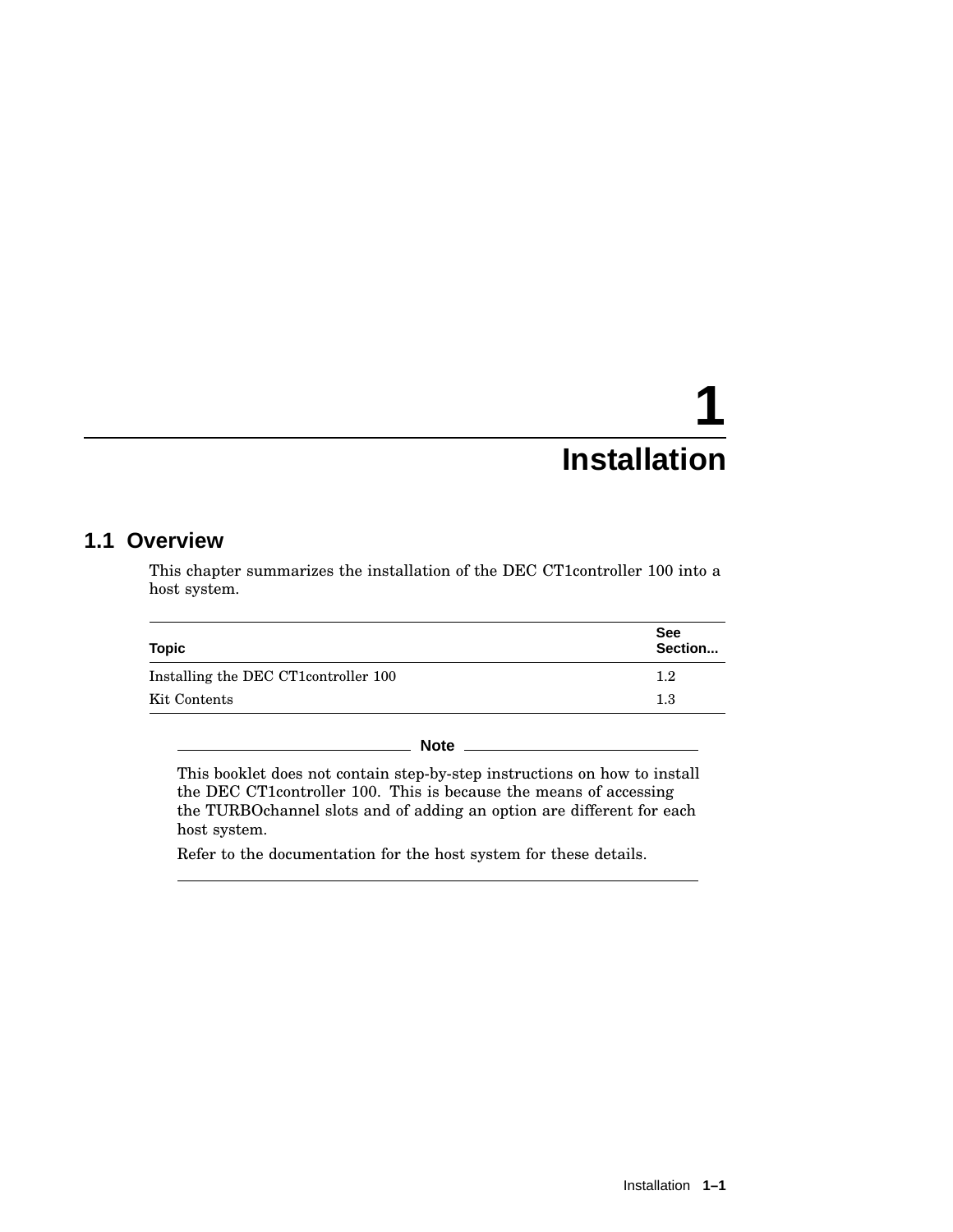# 1 Installation

## 1.1 Overview

This chapter summarizes the installation of the DEC CT1controller 100 into a host system.

| Topic | See Section... |
| --- | --- |
| Installing the DEC CT1controller 100 | 1.2 |
| Kit Contents | 1.3 |

---

**Note**

This booklet does not contain step-by-step instructions on how to install the DEC CT1controller 100. This is because the means of accessing the TURBOchannel slots and of adding an option are different for each host system.

Refer to the documentation for the host system for these details.

---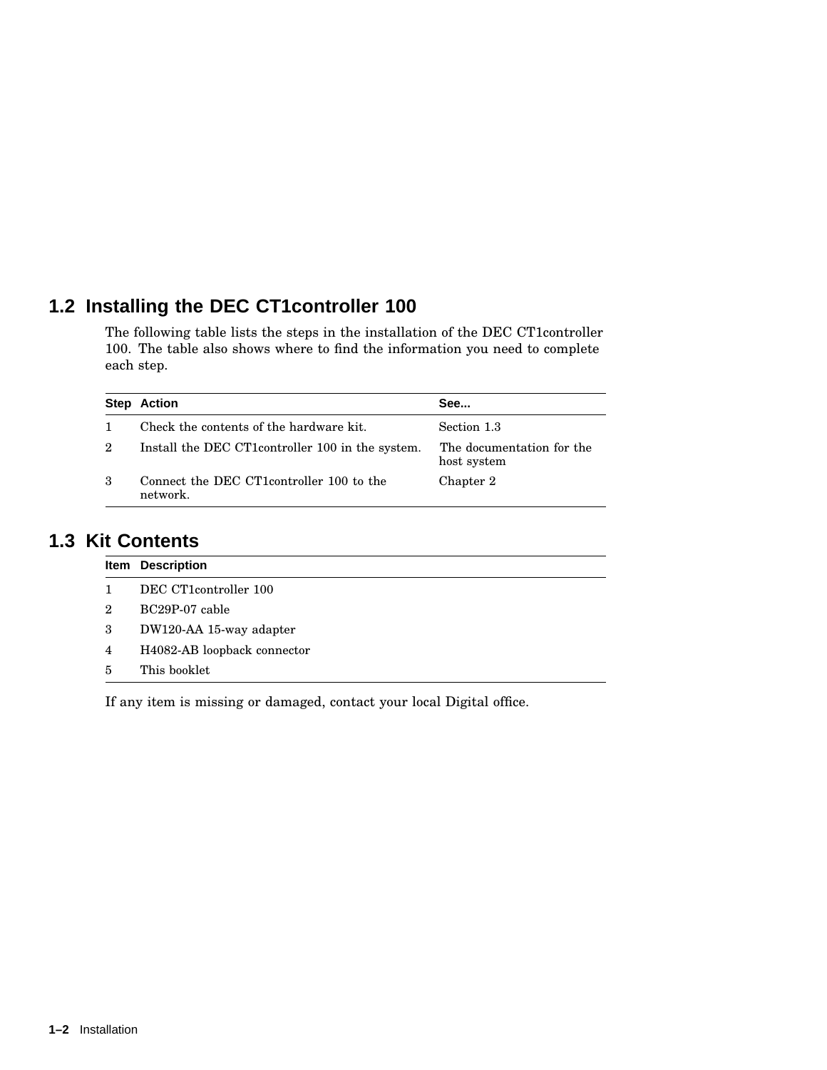## 1.2 Installing the DEC CT1controller 100

The following table lists the steps in the installation of the DEC CT1controller 100. The table also shows where to find the information you need to complete each step.

| Step | Action | See... |
| --- | --- | --- |
| 1 | Check the contents of the hardware kit. | Section 1.3 |
| 2 | Install the DEC CT1controller 100 in the system. | The documentation for the host system |
| 3 | Connect the DEC CT1controller 100 to the network. | Chapter 2 |

## 1.3 Kit Contents

| Item | Description |
| --- | --- |
| 1 | DEC CT1controller 100 |
| 2 | BC29P-07 cable |
| 3 | DW120-AA 15-way adapter |
| 4 | H4082-AB loopback connector |
| 5 | This booklet |

If any item is missing or damaged, contact your local Digital office.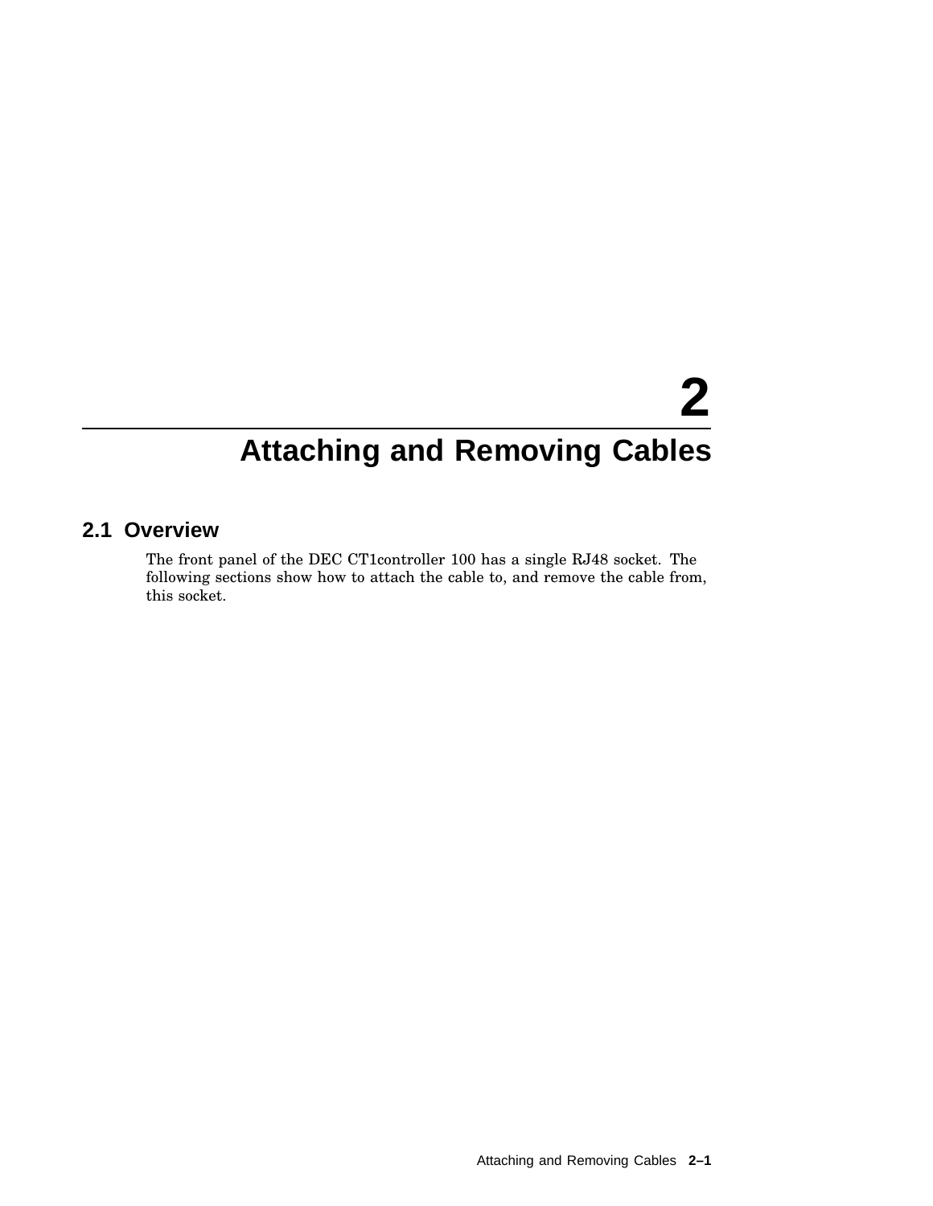# 2 Attaching and Removing Cables

## 2.1 Overview

The front panel of the DEC CT1controller 100 has a single RJ48 socket. The following sections show how to attach the cable to, and remove the cable from, this socket.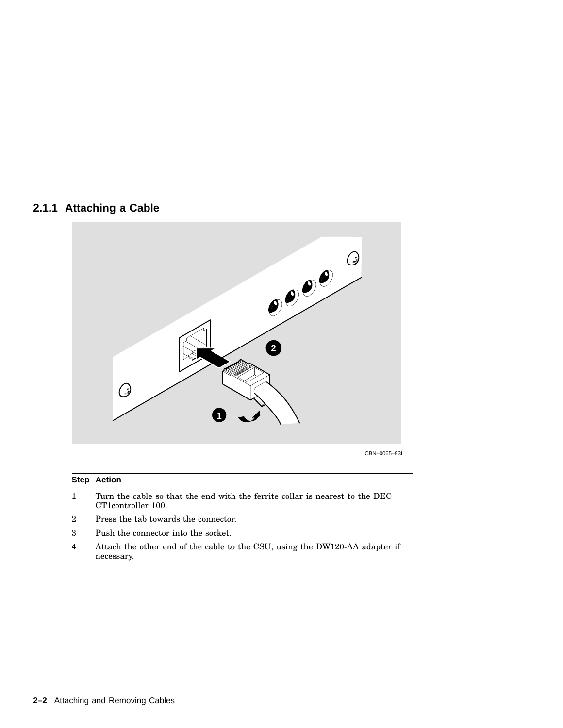### 2.1.1 Attaching a Cable

CBN–0065–93I

| Step | Action |
| --- | --- |
| 1 | Turn the cable so that the end with the ferrite collar is nearest to the DEC CT1controller 100. |
| 2 | Press the tab towards the connector. |
| 3 | Push the connector into the socket. |
| 4 | Attach the other end of the cable to the CSU, using the DW120-AA adapter if necessary. |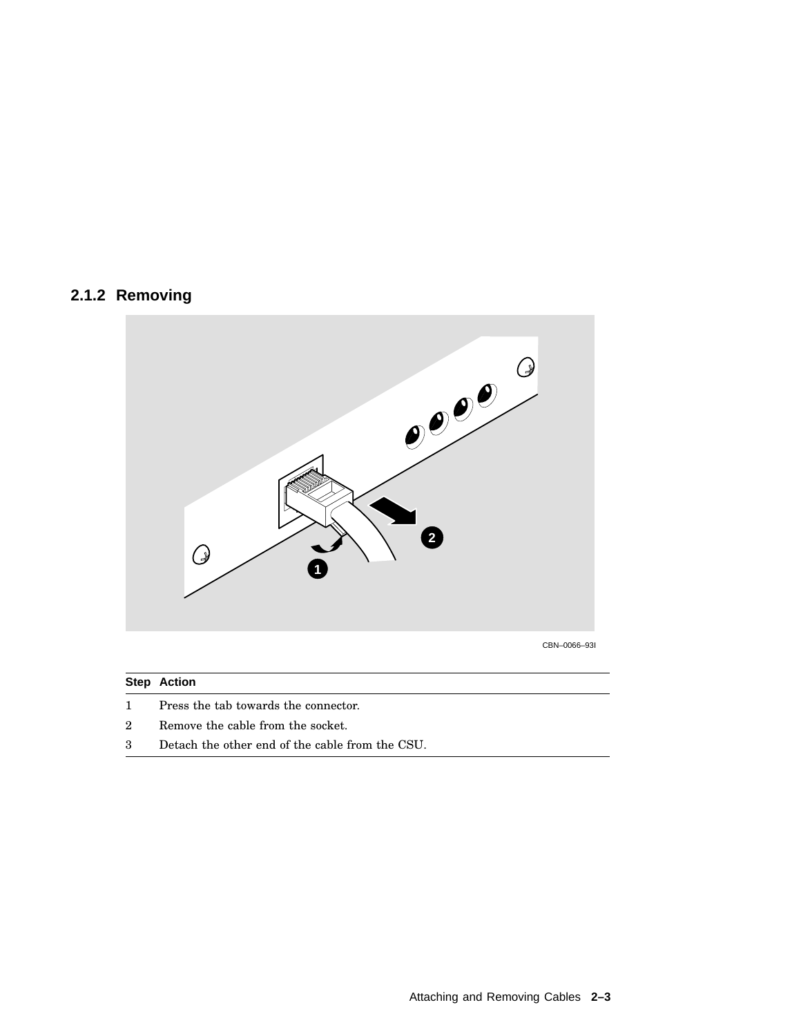### 2.1.2 Removing

CBN–0066–93I

| Step | Action |
|---|---|
| 1 | Press the tab towards the connector. |
| 2 | Remove the cable from the socket. |
| 3 | Detach the other end of the cable from the CSU. |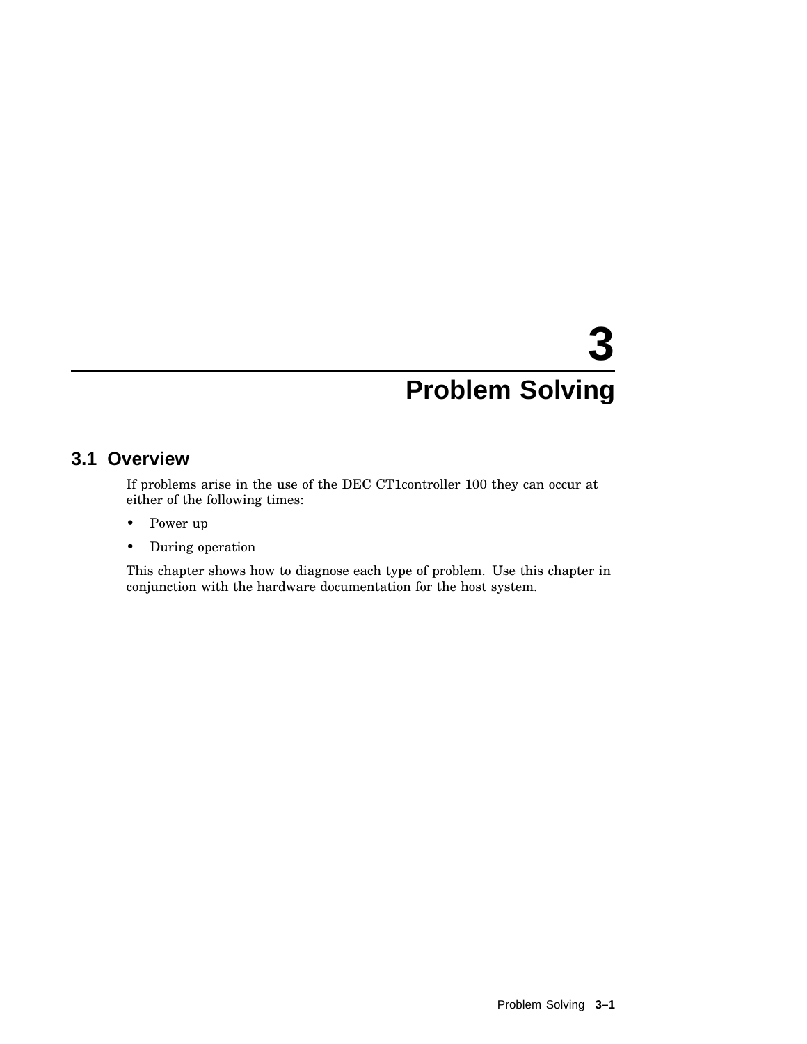# 3 Problem Solving

## 3.1 Overview

If problems arise in the use of the DEC CT1controller 100 they can occur at either of the following times:

- Power up
- During operation

This chapter shows how to diagnose each type of problem. Use this chapter in conjunction with the hardware documentation for the host system.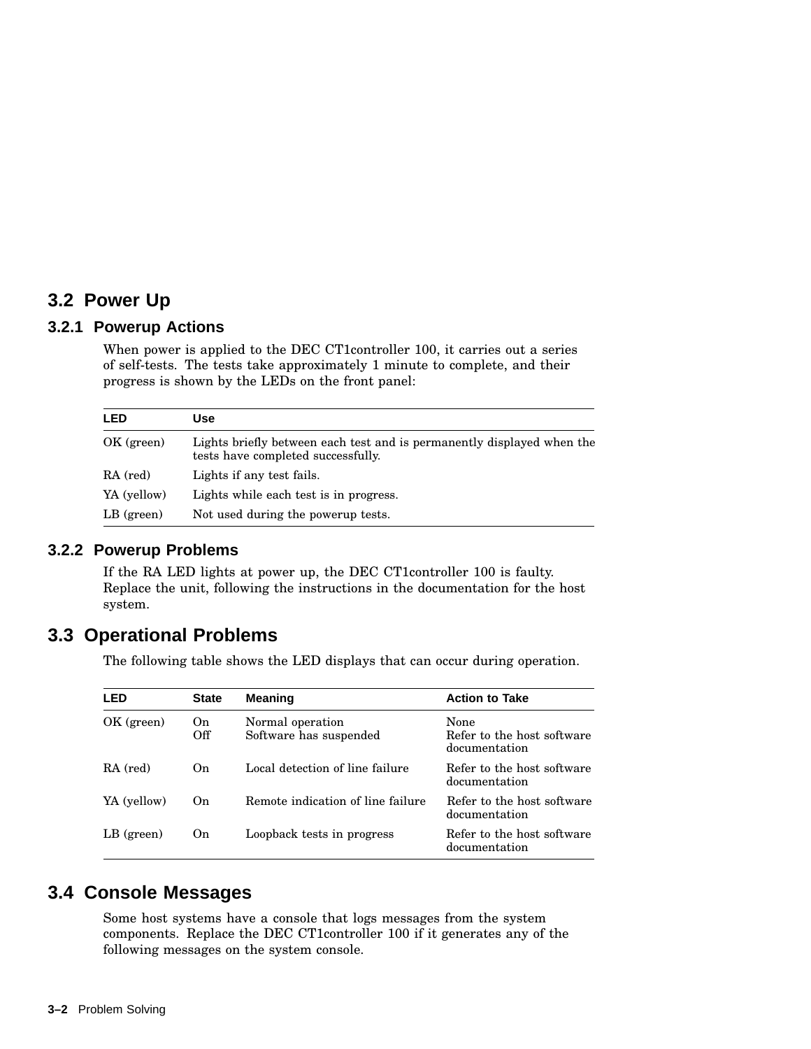## 3.2 Power Up

### 3.2.1 Powerup Actions

When power is applied to the DEC CT1controller 100, it carries out a series of self-tests. The tests take approximately 1 minute to complete, and their progress is shown by the LEDs on the front panel:

| LED | Use |
|---|---|
| OK (green) | Lights briefly between each test and is permanently displayed when the tests have completed successfully. |
| RA (red) | Lights if any test fails. |
| YA (yellow) | Lights while each test is in progress. |
| LB (green) | Not used during the powerup tests. |

### 3.2.2 Powerup Problems

If the RA LED lights at power up, the DEC CT1controller 100 is faulty. Replace the unit, following the instructions in the documentation for the host system.

## 3.3 Operational Problems

The following table shows the LED displays that can occur during operation.

| LED | State | Meaning | Action to Take |
|---|---|---|---|
| OK (green) | On | Normal operation | None |
| | Off | Software has suspended | Refer to the host software documentation |
| RA (red) | On | Local detection of line failure | Refer to the host software documentation |
| YA (yellow) | On | Remote indication of line failure | Refer to the host software documentation |
| LB (green) | On | Loopback tests in progress | Refer to the host software documentation |

## 3.4 Console Messages

Some host systems have a console that logs messages from the system components. Replace the DEC CT1controller 100 if it generates any of the following messages on the system console.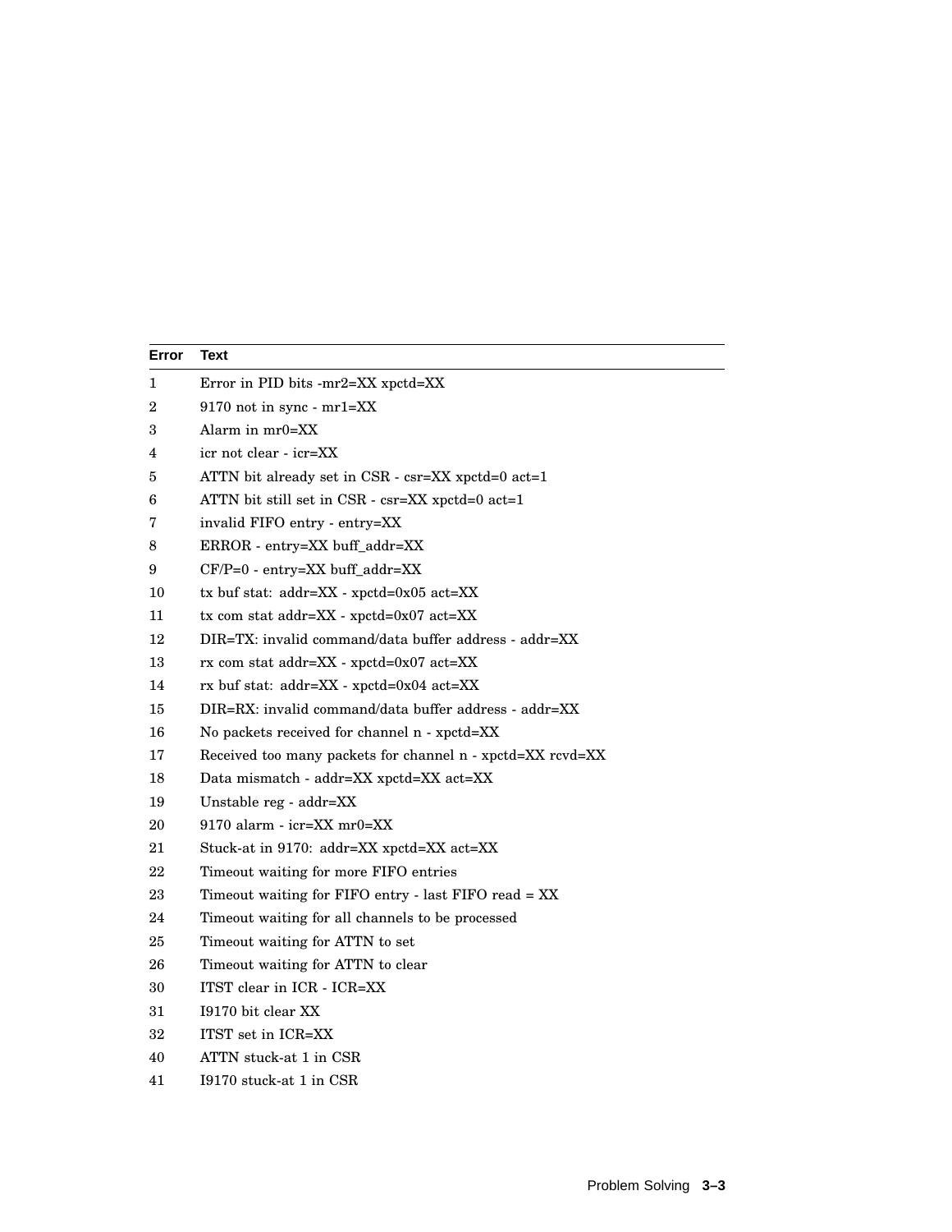| Error | Text |
| --- | --- |
| 1 | Error in PID bits -mr2=XX xpctd=XX |
| 2 | 9170 not in sync - mr1=XX |
| 3 | Alarm in mr0=XX |
| 4 | icr not clear - icr=XX |
| 5 | ATTN bit already set in CSR - csr=XX xpctd=0 act=1 |
| 6 | ATTN bit still set in CSR - csr=XX xpctd=0 act=1 |
| 7 | invalid FIFO entry - entry=XX |
| 8 | ERROR - entry=XX buff_addr=XX |
| 9 | CF/P=0 - entry=XX buff_addr=XX |
| 10 | tx buf stat: addr=XX - xpctd=0x05 act=XX |
| 11 | tx com stat addr=XX - xpctd=0x07 act=XX |
| 12 | DIR=TX: invalid command/data buffer address - addr=XX |
| 13 | rx com stat addr=XX - xpctd=0x07 act=XX |
| 14 | rx buf stat: addr=XX - xpctd=0x04 act=XX |
| 15 | DIR=RX: invalid command/data buffer address - addr=XX |
| 16 | No packets received for channel n - xpctd=XX |
| 17 | Received too many packets for channel n - xpctd=XX rcvd=XX |
| 18 | Data mismatch - addr=XX xpctd=XX act=XX |
| 19 | Unstable reg - addr=XX |
| 20 | 9170 alarm - icr=XX mr0=XX |
| 21 | Stuck-at in 9170: addr=XX xpctd=XX act=XX |
| 22 | Timeout waiting for more FIFO entries |
| 23 | Timeout waiting for FIFO entry - last FIFO read = XX |
| 24 | Timeout waiting for all channels to be processed |
| 25 | Timeout waiting for ATTN to set |
| 26 | Timeout waiting for ATTN to clear |
| 30 | ITST clear in ICR - ICR=XX |
| 31 | I9170 bit clear XX |
| 32 | ITST set in ICR=XX |
| 40 | ATTN stuck-at 1 in CSR |
| 41 | I9170 stuck-at 1 in CSR |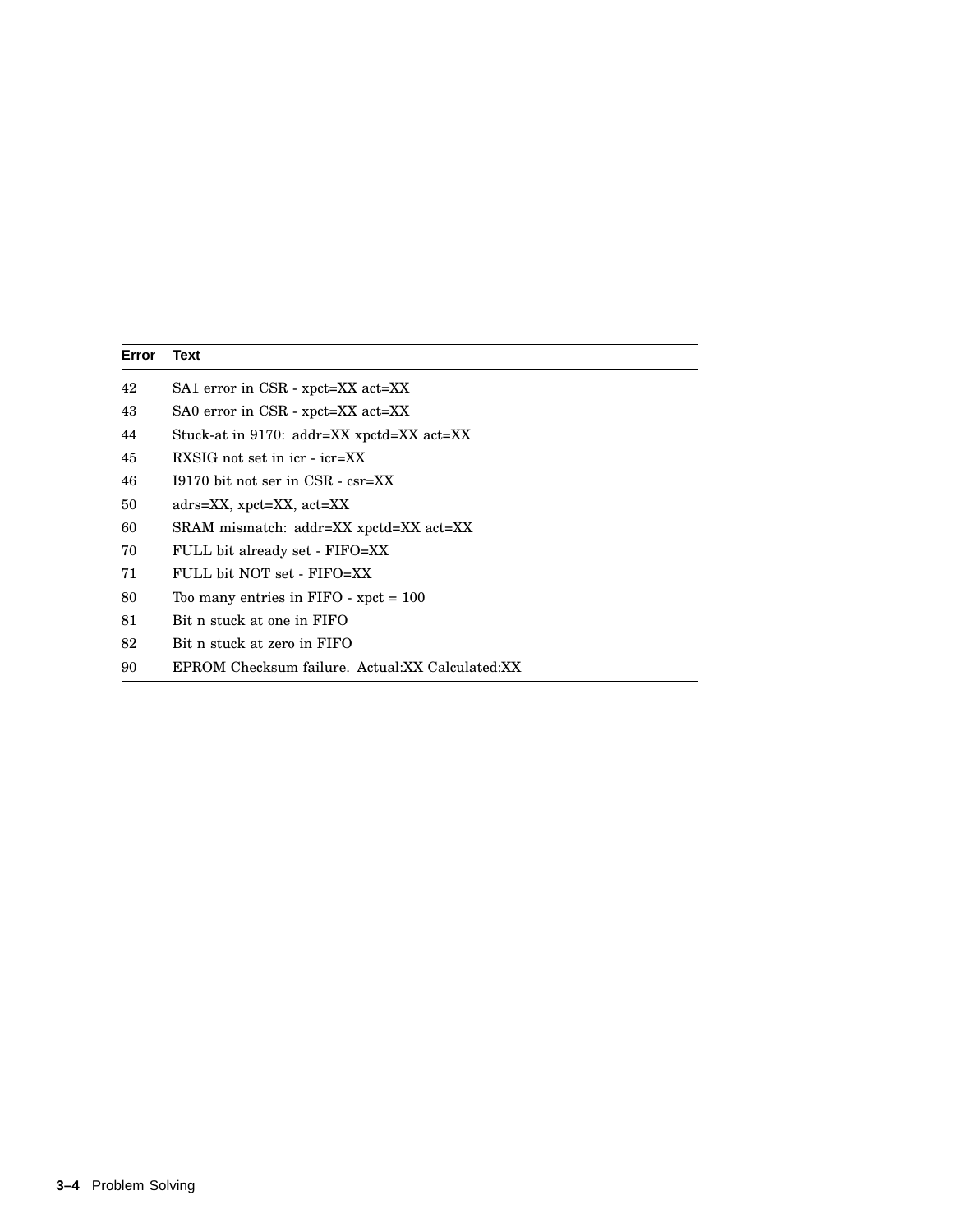| Error | Text |
|---|---|
| 42 | SA1 error in CSR - xpct=XX act=XX |
| 43 | SA0 error in CSR - xpct=XX act=XX |
| 44 | Stuck-at in 9170: addr=XX xpctd=XX act=XX |
| 45 | RXSIG not set in icr - icr=XX |
| 46 | I9170 bit not ser in CSR - csr=XX |
| 50 | adrs=XX, xpct=XX, act=XX |
| 60 | SRAM mismatch: addr=XX xpctd=XX act=XX |
| 70 | FULL bit already set - FIFO=XX |
| 71 | FULL bit NOT set - FIFO=XX |
| 80 | Too many entries in FIFO - xpct = 100 |
| 81 | Bit n stuck at one in FIFO |
| 82 | Bit n stuck at zero in FIFO |
| 90 | EPROM Checksum failure. Actual:XX Calculated:XX |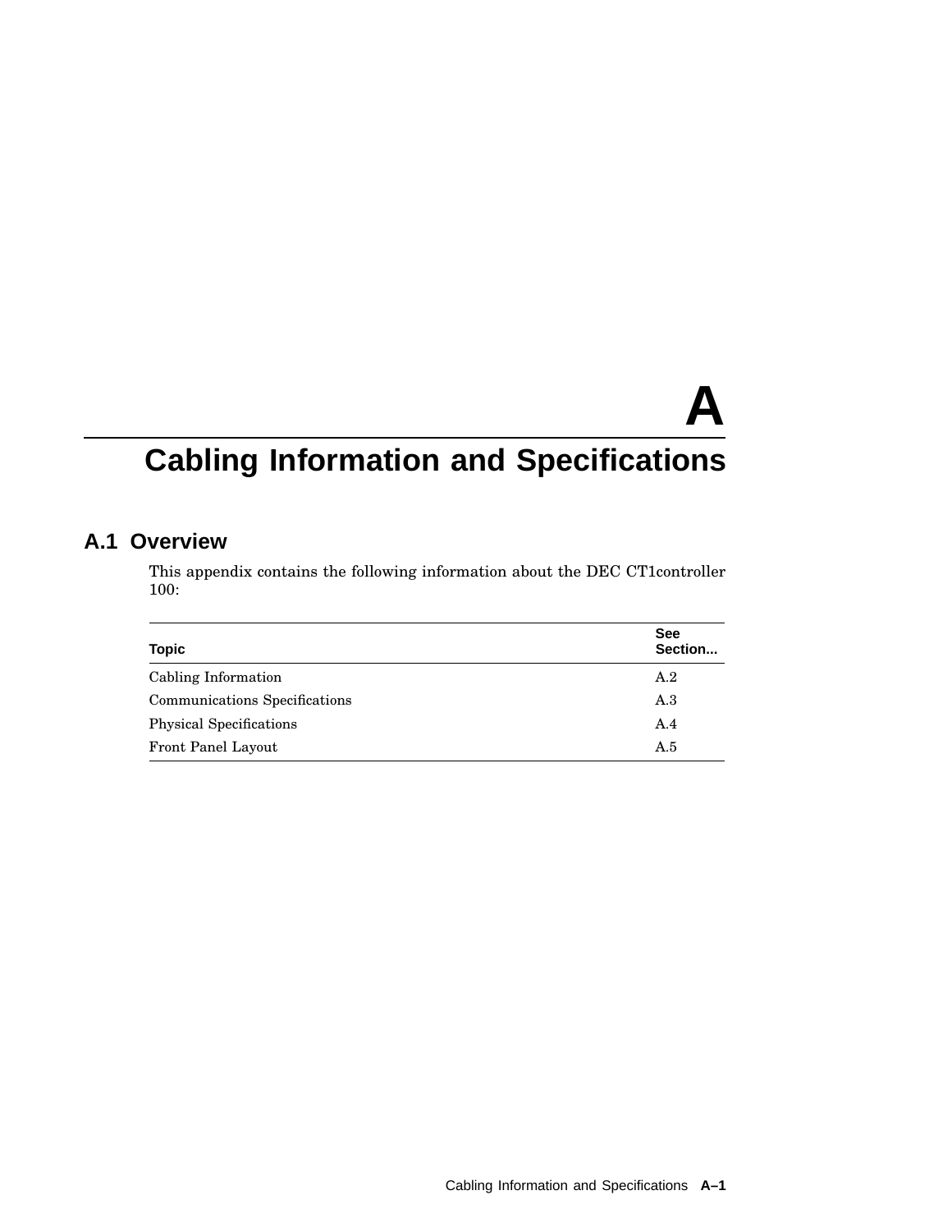# A
# Cabling Information and Specifications

## A.1 Overview

This appendix contains the following information about the DEC CT1controller 100:

| Topic | See Section... |
| --- | --- |
| Cabling Information | A.2 |
| Communications Specifications | A.3 |
| Physical Specifications | A.4 |
| Front Panel Layout | A.5 |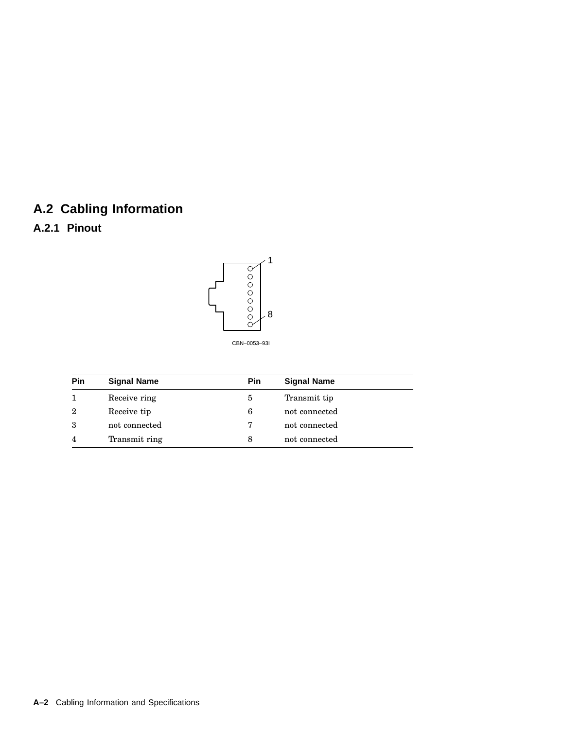## A.2 Cabling Information

### A.2.1 Pinout

1

8

CBN–0053–93I

| Pin | Signal Name | Pin | Signal Name |
|---|---|---|---|
| 1 | Receive ring | 5 | Transmit tip |
| 2 | Receive tip | 6 | not connected |
| 3 | not connected | 7 | not connected |
| 4 | Transmit ring | 8 | not connected |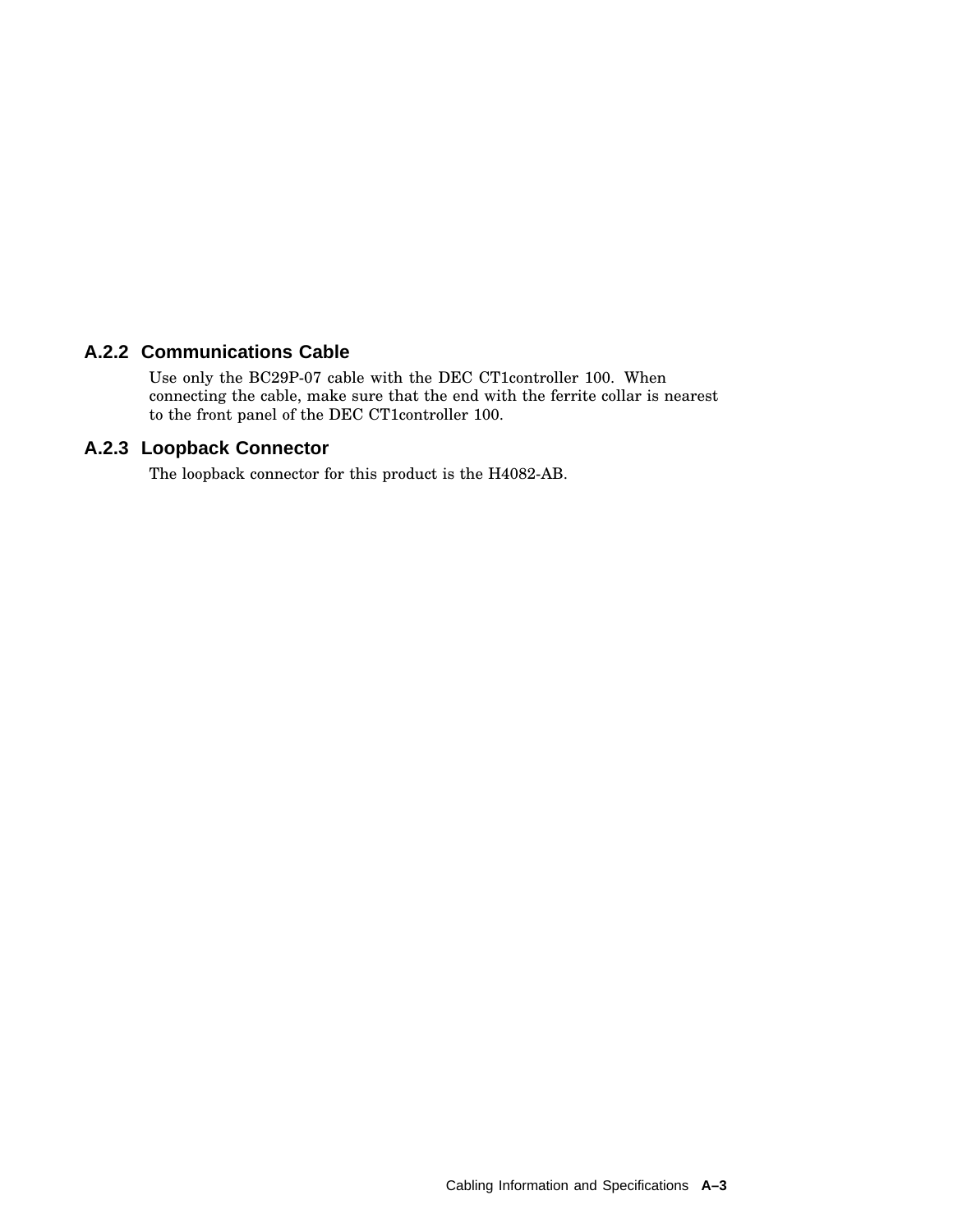### A.2.2 Communications Cable

Use only the BC29P-07 cable with the DEC CT1controller 100. When connecting the cable, make sure that the end with the ferrite collar is nearest to the front panel of the DEC CT1controller 100.

### A.2.3 Loopback Connector

The loopback connector for this product is the H4082-AB.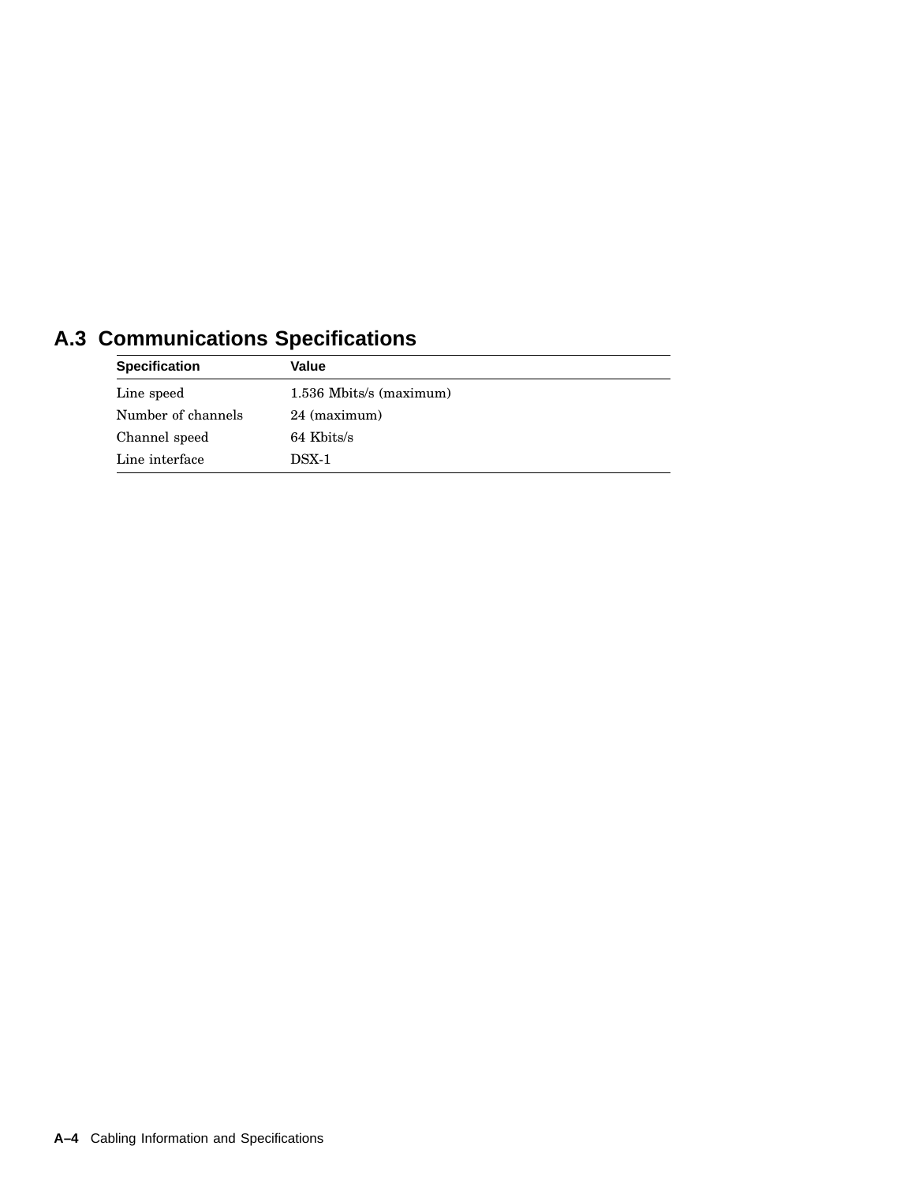## A.3 Communications Specifications

| Specification | Value |
|---|---|
| Line speed | 1.536 Mbits/s (maximum) |
| Number of channels | 24 (maximum) |
| Channel speed | 64 Kbits/s |
| Line interface | DSX-1 |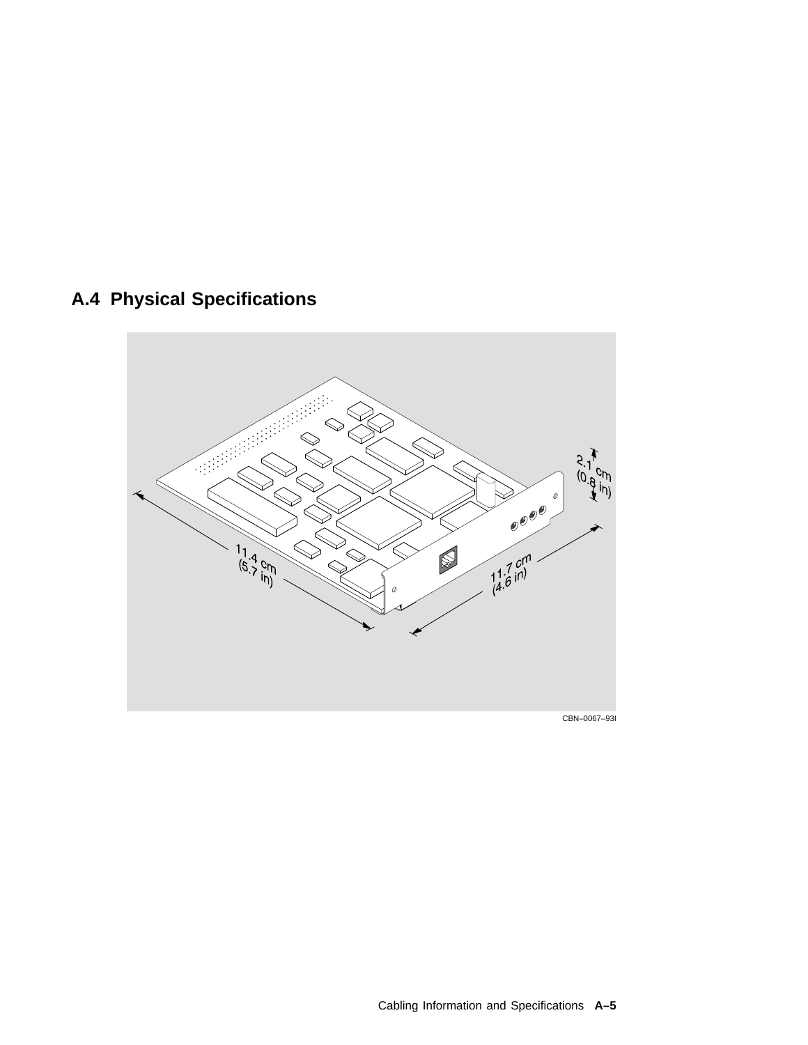## A.4 Physical Specifications

2.1 cm (0.8 in)

11.4 cm (5.7 in)

11.7 cm (4.6 in)

CBN–0067–93I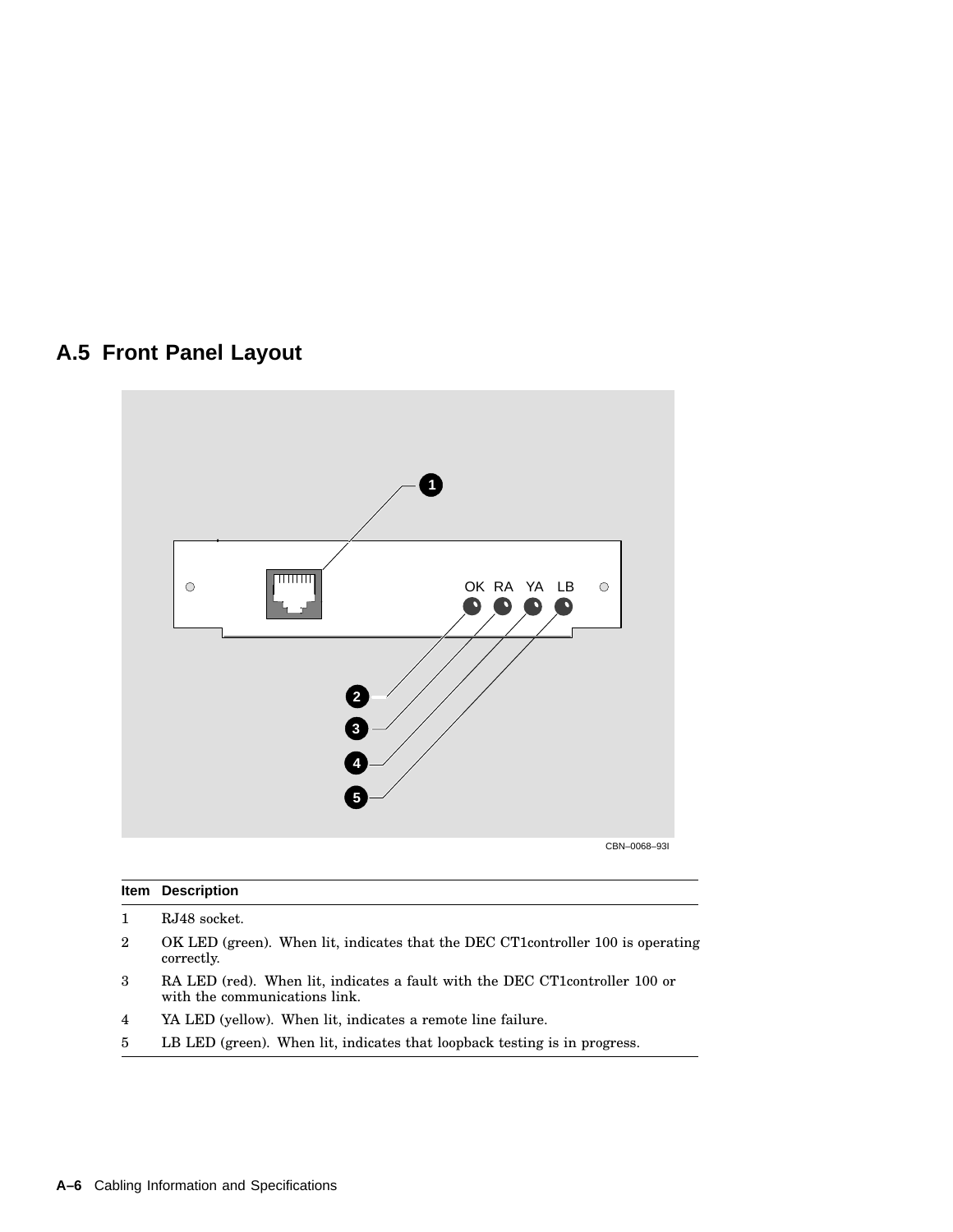## A.5 Front Panel Layout

1

OK RA YA LB

2
3
4
5

CBN–0068–93I

| Item | Description |
|---|---|
| 1 | RJ48 socket. |
| 2 | OK LED (green). When lit, indicates that the DEC CT1controller 100 is operating correctly. |
| 3 | RA LED (red). When lit, indicates a fault with the DEC CT1controller 100 or with the communications link. |
| 4 | YA LED (yellow). When lit, indicates a remote line failure. |
| 5 | LB LED (green). When lit, indicates that loopback testing is in progress. |